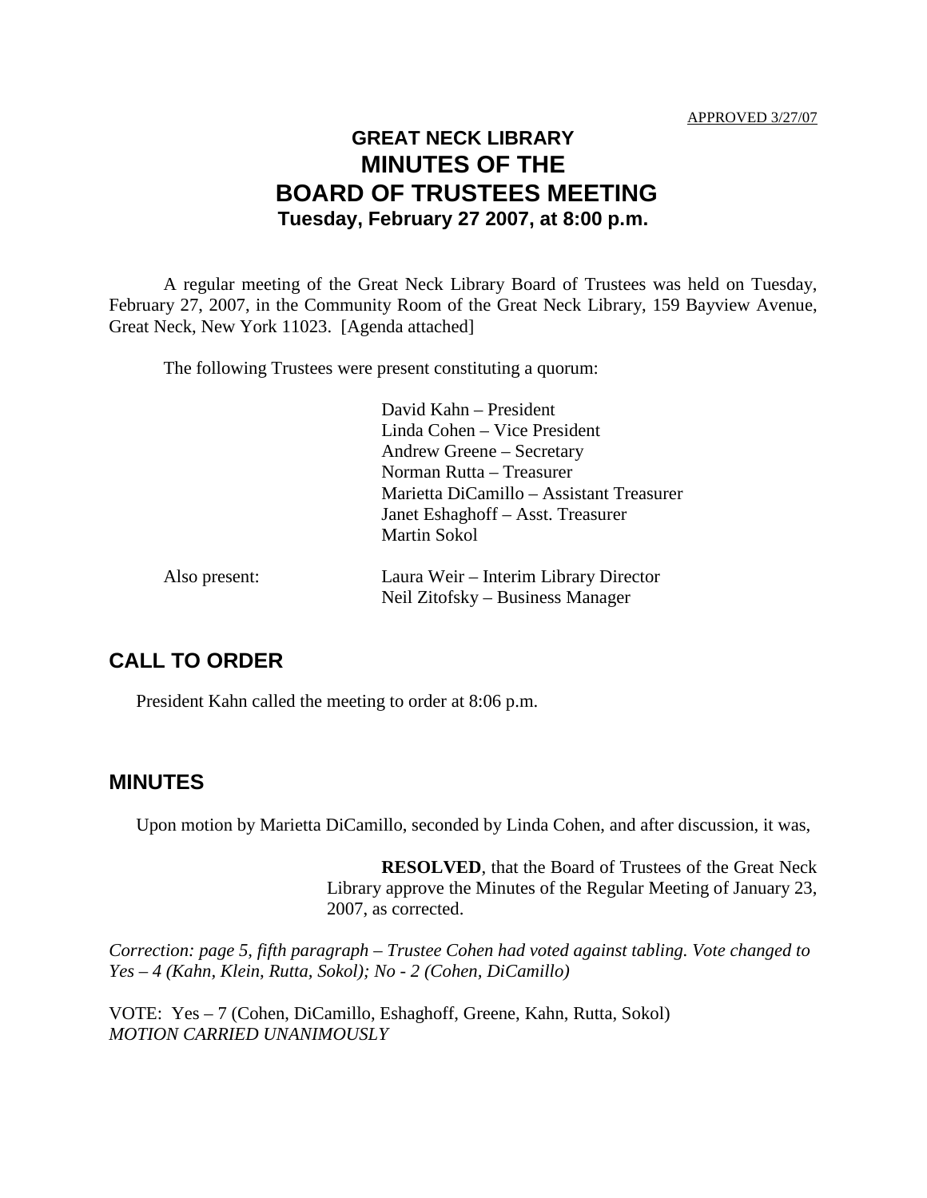APPROVED 3/27/07

# GREAT NECK LIBRARY
# MINUTES OF THE
# BOARD OF TRUSTEES MEETING
### Tuesday, February 27 2007, at 8:00 p.m.

A regular meeting of the Great Neck Library Board of Trustees was held on Tuesday, February 27, 2007, in the Community Room of the Great Neck Library, 159 Bayview Avenue, Great Neck, New York 11023. [Agenda attached]

The following Trustees were present constituting a quorum:

David Kahn – President
Linda Cohen – Vice President
Andrew Greene – Secretary
Norman Rutta – Treasurer
Marietta DiCamillo – Assistant Treasurer
Janet Eshaghoff – Asst. Treasurer
Martin Sokol

Also present:

Laura Weir – Interim Library Director
Neil Zitofsky – Business Manager

## CALL TO ORDER

President Kahn called the meeting to order at 8:06 p.m.

## MINUTES

Upon motion by Marietta DiCamillo, seconded by Linda Cohen, and after discussion, it was,

> **RESOLVED**, that the Board of Trustees of the Great Neck Library approve the Minutes of the Regular Meeting of January 23, 2007, as corrected.

*Correction: page 5, fifth paragraph – Trustee Cohen had voted against tabling. Vote changed to Yes – 4 (Kahn, Klein, Rutta, Sokol); No - 2 (Cohen, DiCamillo)*

VOTE: Yes – 7 (Cohen, DiCamillo, Eshaghoff, Greene, Kahn, Rutta, Sokol)
*MOTION CARRIED UNANIMOUSLY*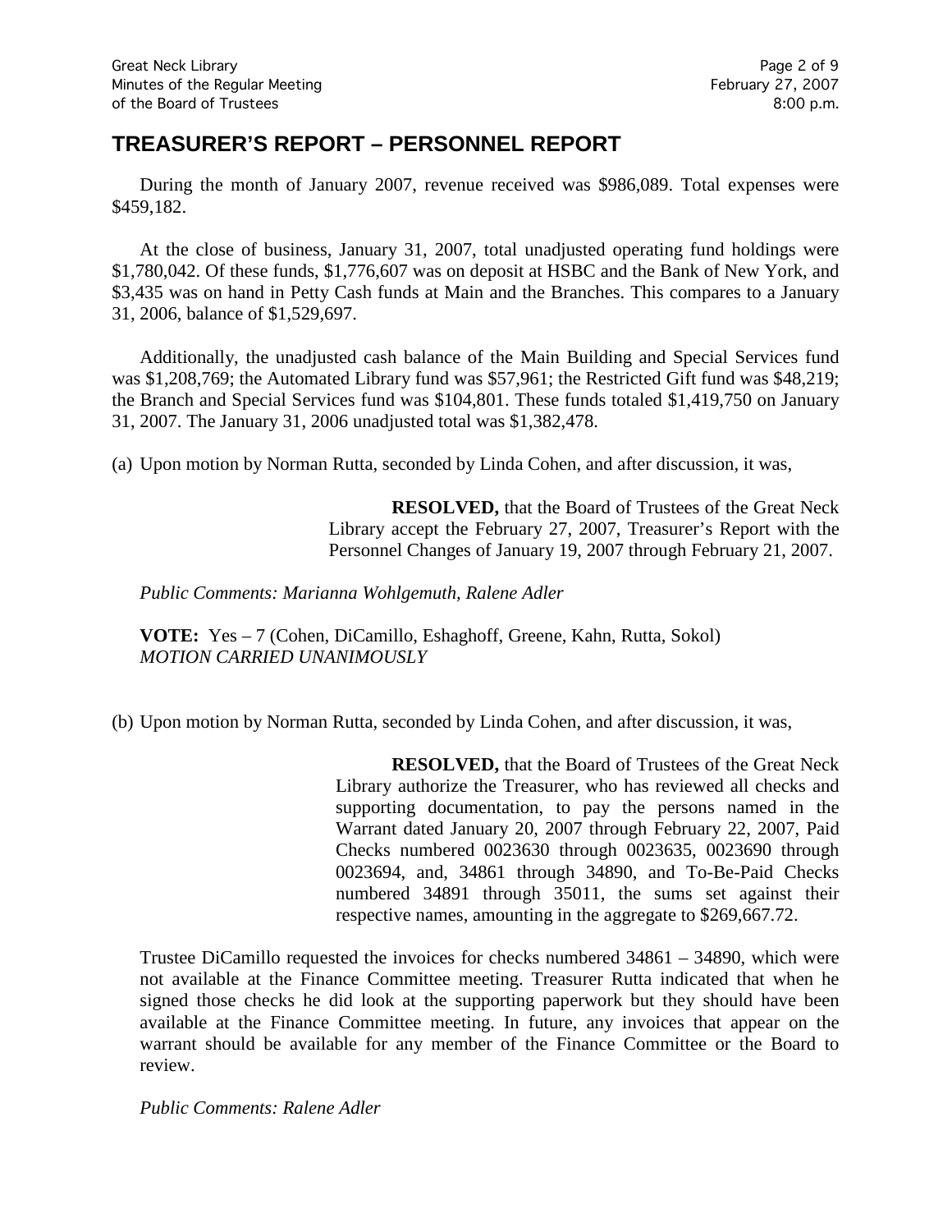## TREASURER'S REPORT – PERSONNEL REPORT

During the month of January 2007, revenue received was $986,089. Total expenses were $459,182.

At the close of business, January 31, 2007, total unadjusted operating fund holdings were $1,780,042. Of these funds, $1,776,607 was on deposit at HSBC and the Bank of New York, and $3,435 was on hand in Petty Cash funds at Main and the Branches. This compares to a January 31, 2006, balance of $1,529,697.

Additionally, the unadjusted cash balance of the Main Building and Special Services fund was $1,208,769; the Automated Library fund was $57,961; the Restricted Gift fund was $48,219; the Branch and Special Services fund was $104,801. These funds totaled $1,419,750 on January 31, 2007. The January 31, 2006 unadjusted total was $1,382,478.

(a) Upon motion by Norman Rutta, seconded by Linda Cohen, and after discussion, it was,

> **RESOLVED,** that the Board of Trustees of the Great Neck Library accept the February 27, 2007, Treasurer's Report with the Personnel Changes of January 19, 2007 through February 21, 2007.

*Public Comments: Marianna Wohlgemuth, Ralene Adler*

**VOTE:** Yes – 7 (Cohen, DiCamillo, Eshaghoff, Greene, Kahn, Rutta, Sokol)
*MOTION CARRIED UNANIMOUSLY*

(b) Upon motion by Norman Rutta, seconded by Linda Cohen, and after discussion, it was,

> **RESOLVED,** that the Board of Trustees of the Great Neck Library authorize the Treasurer, who has reviewed all checks and supporting documentation, to pay the persons named in the Warrant dated January 20, 2007 through February 22, 2007, Paid Checks numbered 0023630 through 0023635, 0023690 through 0023694, and, 34861 through 34890, and To-Be-Paid Checks numbered 34891 through 35011, the sums set against their respective names, amounting in the aggregate to $269,667.72.

Trustee DiCamillo requested the invoices for checks numbered 34861 – 34890, which were not available at the Finance Committee meeting. Treasurer Rutta indicated that when he signed those checks he did look at the supporting paperwork but they should have been available at the Finance Committee meeting. In future, any invoices that appear on the warrant should be available for any member of the Finance Committee or the Board to review.

*Public Comments: Ralene Adler*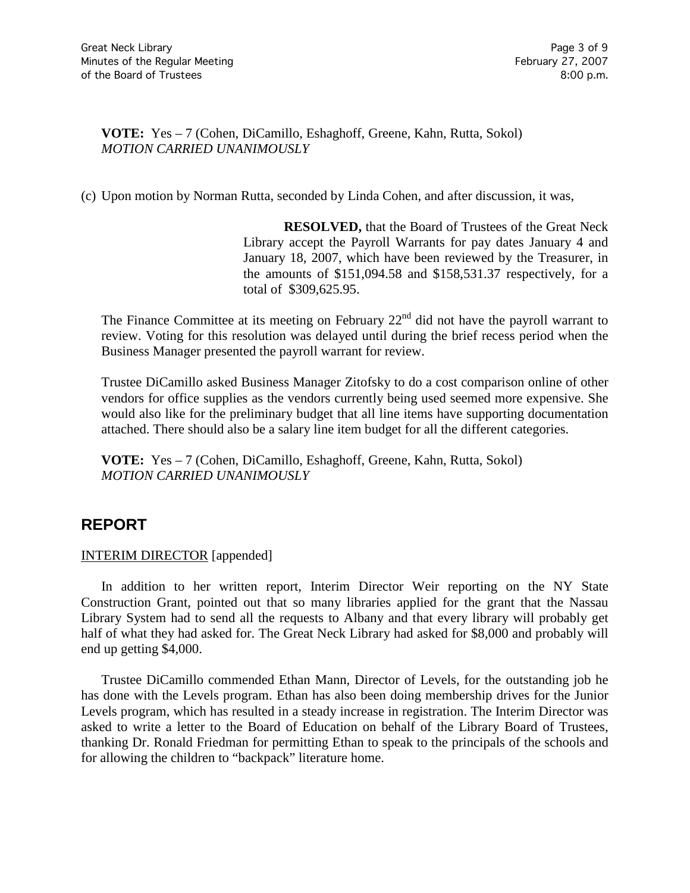**VOTE:** Yes – 7 (Cohen, DiCamillo, Eshaghoff, Greene, Kahn, Rutta, Sokol)
*MOTION CARRIED UNANIMOUSLY*

(c) Upon motion by Norman Rutta, seconded by Linda Cohen, and after discussion, it was,

> **RESOLVED,** that the Board of Trustees of the Great Neck Library accept the Payroll Warrants for pay dates January 4 and January 18, 2007, which have been reviewed by the Treasurer, in the amounts of $151,094.58 and $158,531.37 respectively, for a total of $309,625.95.

The Finance Committee at its meeting on February 22nd did not have the payroll warrant to review. Voting for this resolution was delayed until during the brief recess period when the Business Manager presented the payroll warrant for review.

Trustee DiCamillo asked Business Manager Zitofsky to do a cost comparison online of other vendors for office supplies as the vendors currently being used seemed more expensive. She would also like for the preliminary budget that all line items have supporting documentation attached. There should also be a salary line item budget for all the different categories.

**VOTE:** Yes – 7 (Cohen, DiCamillo, Eshaghoff, Greene, Kahn, Rutta, Sokol)
*MOTION CARRIED UNANIMOUSLY*

## REPORT

INTERIM DIRECTOR [appended]

In addition to her written report, Interim Director Weir reporting on the NY State Construction Grant, pointed out that so many libraries applied for the grant that the Nassau Library System had to send all the requests to Albany and that every library will probably get half of what they had asked for. The Great Neck Library had asked for $8,000 and probably will end up getting $4,000.

Trustee DiCamillo commended Ethan Mann, Director of Levels, for the outstanding job he has done with the Levels program. Ethan has also been doing membership drives for the Junior Levels program, which has resulted in a steady increase in registration. The Interim Director was asked to write a letter to the Board of Education on behalf of the Library Board of Trustees, thanking Dr. Ronald Friedman for permitting Ethan to speak to the principals of the schools and for allowing the children to "backpack" literature home.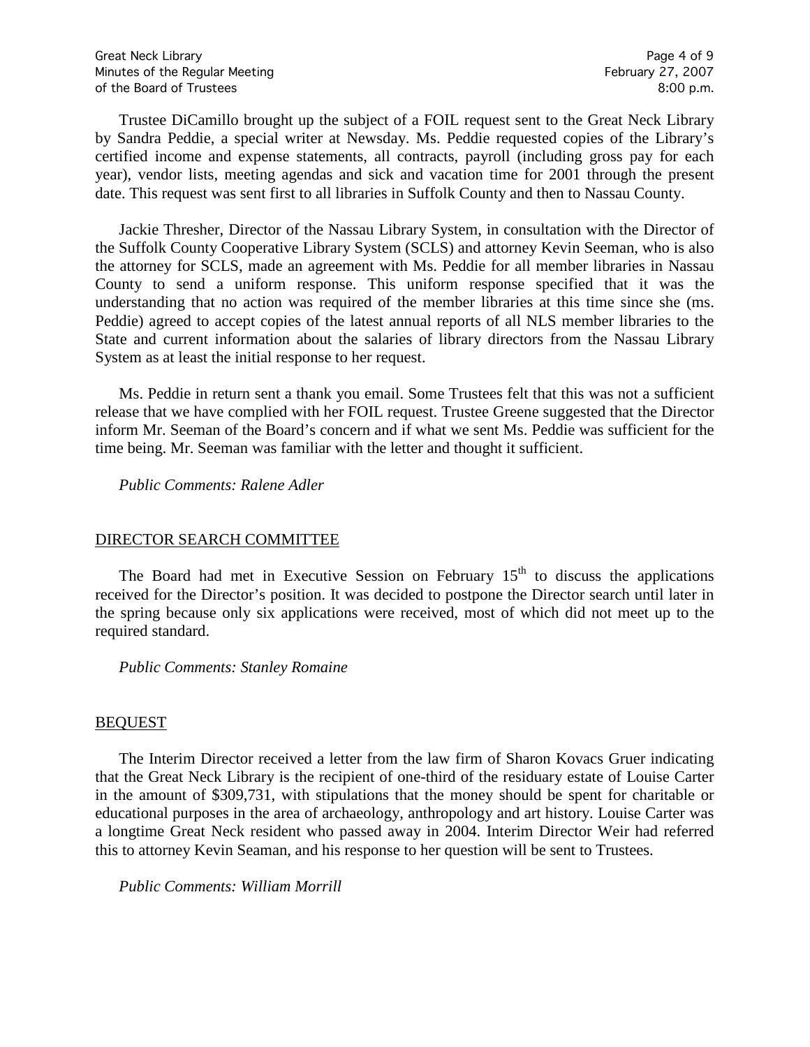Trustee DiCamillo brought up the subject of a FOIL request sent to the Great Neck Library by Sandra Peddie, a special writer at Newsday. Ms. Peddie requested copies of the Library's certified income and expense statements, all contracts, payroll (including gross pay for each year), vendor lists, meeting agendas and sick and vacation time for 2001 through the present date. This request was sent first to all libraries in Suffolk County and then to Nassau County.

Jackie Thresher, Director of the Nassau Library System, in consultation with the Director of the Suffolk County Cooperative Library System (SCLS) and attorney Kevin Seeman, who is also the attorney for SCLS, made an agreement with Ms. Peddie for all member libraries in Nassau County to send a uniform response. This uniform response specified that it was the understanding that no action was required of the member libraries at this time since she (ms. Peddie) agreed to accept copies of the latest annual reports of all NLS member libraries to the State and current information about the salaries of library directors from the Nassau Library System as at least the initial response to her request.

Ms. Peddie in return sent a thank you email. Some Trustees felt that this was not a sufficient release that we have complied with her FOIL request. Trustee Greene suggested that the Director inform Mr. Seeman of the Board's concern and if what we sent Ms. Peddie was sufficient for the time being. Mr. Seeman was familiar with the letter and thought it sufficient.

*Public Comments: Ralene Adler*

## DIRECTOR SEARCH COMMITTEE

The Board had met in Executive Session on February 15th to discuss the applications received for the Director's position. It was decided to postpone the Director search until later in the spring because only six applications were received, most of which did not meet up to the required standard.

*Public Comments: Stanley Romaine*

## BEQUEST

The Interim Director received a letter from the law firm of Sharon Kovacs Gruer indicating that the Great Neck Library is the recipient of one-third of the residuary estate of Louise Carter in the amount of $309,731, with stipulations that the money should be spent for charitable or educational purposes in the area of archaeology, anthropology and art history. Louise Carter was a longtime Great Neck resident who passed away in 2004. Interim Director Weir had referred this to attorney Kevin Seaman, and his response to her question will be sent to Trustees.

*Public Comments: William Morrill*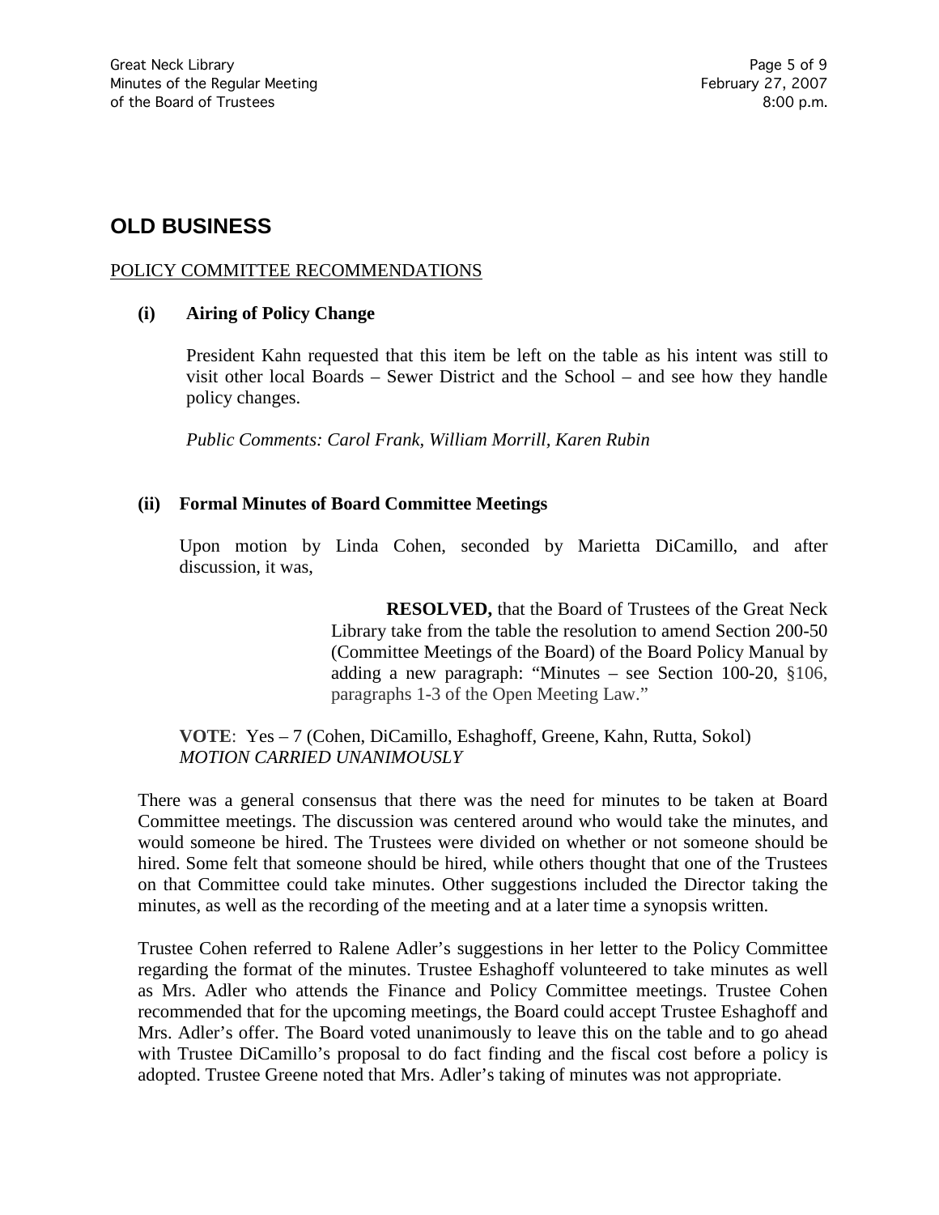## OLD BUSINESS

POLICY COMMITTEE RECOMMENDATIONS

**(i) Airing of Policy Change**

President Kahn requested that this item be left on the table as his intent was still to visit other local Boards – Sewer District and the School – and see how they handle policy changes.

*Public Comments: Carol Frank, William Morrill, Karen Rubin*

**(ii) Formal Minutes of Board Committee Meetings**

Upon motion by Linda Cohen, seconded by Marietta DiCamillo, and after discussion, it was,

> **RESOLVED,** that the Board of Trustees of the Great Neck Library take from the table the resolution to amend Section 200-50 (Committee Meetings of the Board) of the Board Policy Manual by adding a new paragraph: "Minutes – see Section 100-20, §106, paragraphs 1-3 of the Open Meeting Law."

**VOTE**: Yes – 7 (Cohen, DiCamillo, Eshaghoff, Greene, Kahn, Rutta, Sokol)
*MOTION CARRIED UNANIMOUSLY*

There was a general consensus that there was the need for minutes to be taken at Board Committee meetings. The discussion was centered around who would take the minutes, and would someone be hired. The Trustees were divided on whether or not someone should be hired. Some felt that someone should be hired, while others thought that one of the Trustees on that Committee could take minutes. Other suggestions included the Director taking the minutes, as well as the recording of the meeting and at a later time a synopsis written.

Trustee Cohen referred to Ralene Adler's suggestions in her letter to the Policy Committee regarding the format of the minutes. Trustee Eshaghoff volunteered to take minutes as well as Mrs. Adler who attends the Finance and Policy Committee meetings. Trustee Cohen recommended that for the upcoming meetings, the Board could accept Trustee Eshaghoff and Mrs. Adler's offer. The Board voted unanimously to leave this on the table and to go ahead with Trustee DiCamillo's proposal to do fact finding and the fiscal cost before a policy is adopted. Trustee Greene noted that Mrs. Adler's taking of minutes was not appropriate.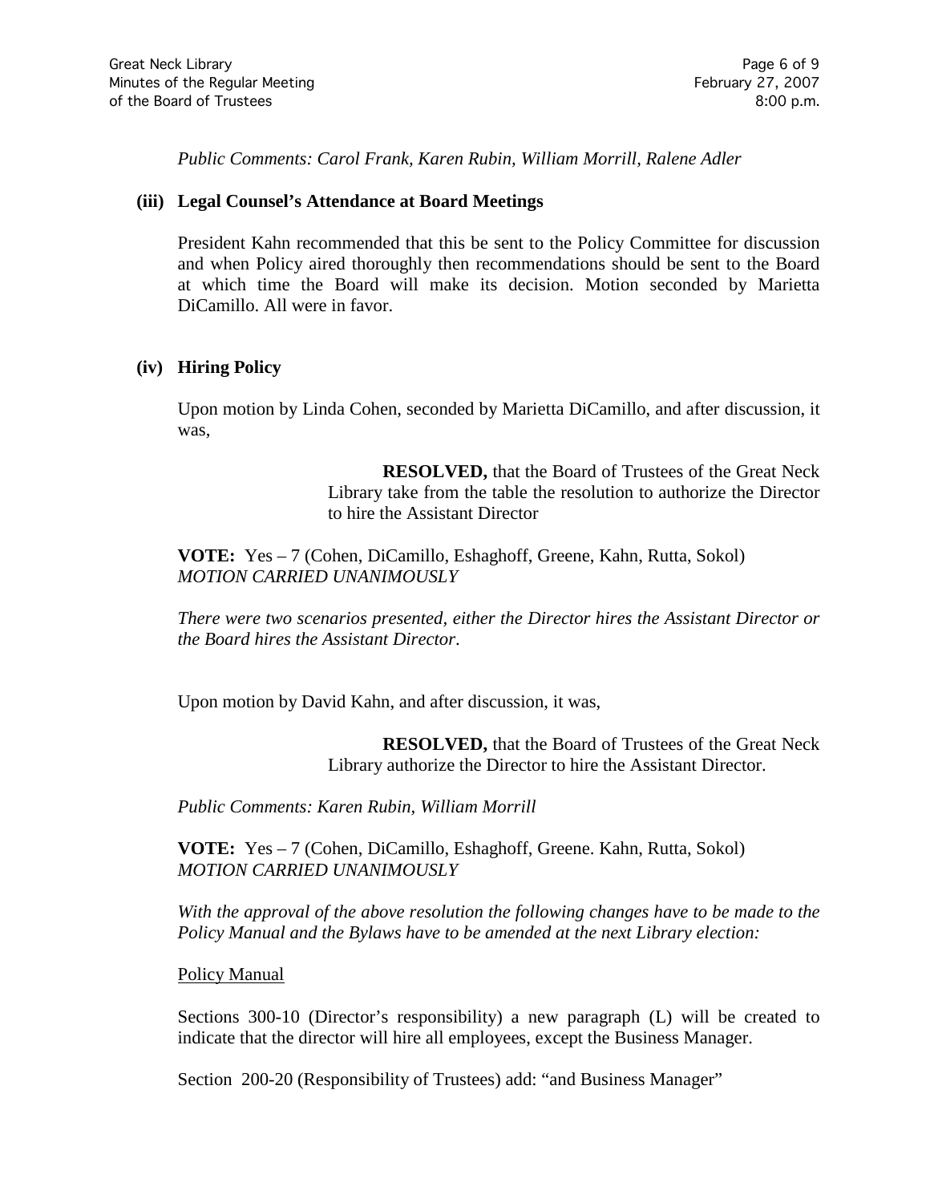*Public Comments: Carol Frank, Karen Rubin, William Morrill, Ralene Adler*

**(iii) Legal Counsel's Attendance at Board Meetings**

President Kahn recommended that this be sent to the Policy Committee for discussion and when Policy aired thoroughly then recommendations should be sent to the Board at which time the Board will make its decision. Motion seconded by Marietta DiCamillo. All were in favor.

**(iv) Hiring Policy**

Upon motion by Linda Cohen, seconded by Marietta DiCamillo, and after discussion, it was,

> **RESOLVED,** that the Board of Trustees of the Great Neck Library take from the table the resolution to authorize the Director to hire the Assistant Director

**VOTE:** Yes – 7 (Cohen, DiCamillo, Eshaghoff, Greene, Kahn, Rutta, Sokol)
*MOTION CARRIED UNANIMOUSLY*

*There were two scenarios presented, either the Director hires the Assistant Director or the Board hires the Assistant Director.*

Upon motion by David Kahn, and after discussion, it was,

> **RESOLVED,** that the Board of Trustees of the Great Neck Library authorize the Director to hire the Assistant Director.

*Public Comments: Karen Rubin, William Morrill*

**VOTE:** Yes – 7 (Cohen, DiCamillo, Eshaghoff, Greene. Kahn, Rutta, Sokol)
*MOTION CARRIED UNANIMOUSLY*

*With the approval of the above resolution the following changes have to be made to the Policy Manual and the Bylaws have to be amended at the next Library election:*

<u>Policy Manual</u>

Sections 300-10 (Director's responsibility) a new paragraph (L) will be created to indicate that the director will hire all employees, except the Business Manager.

Section 200-20 (Responsibility of Trustees) add: "and Business Manager"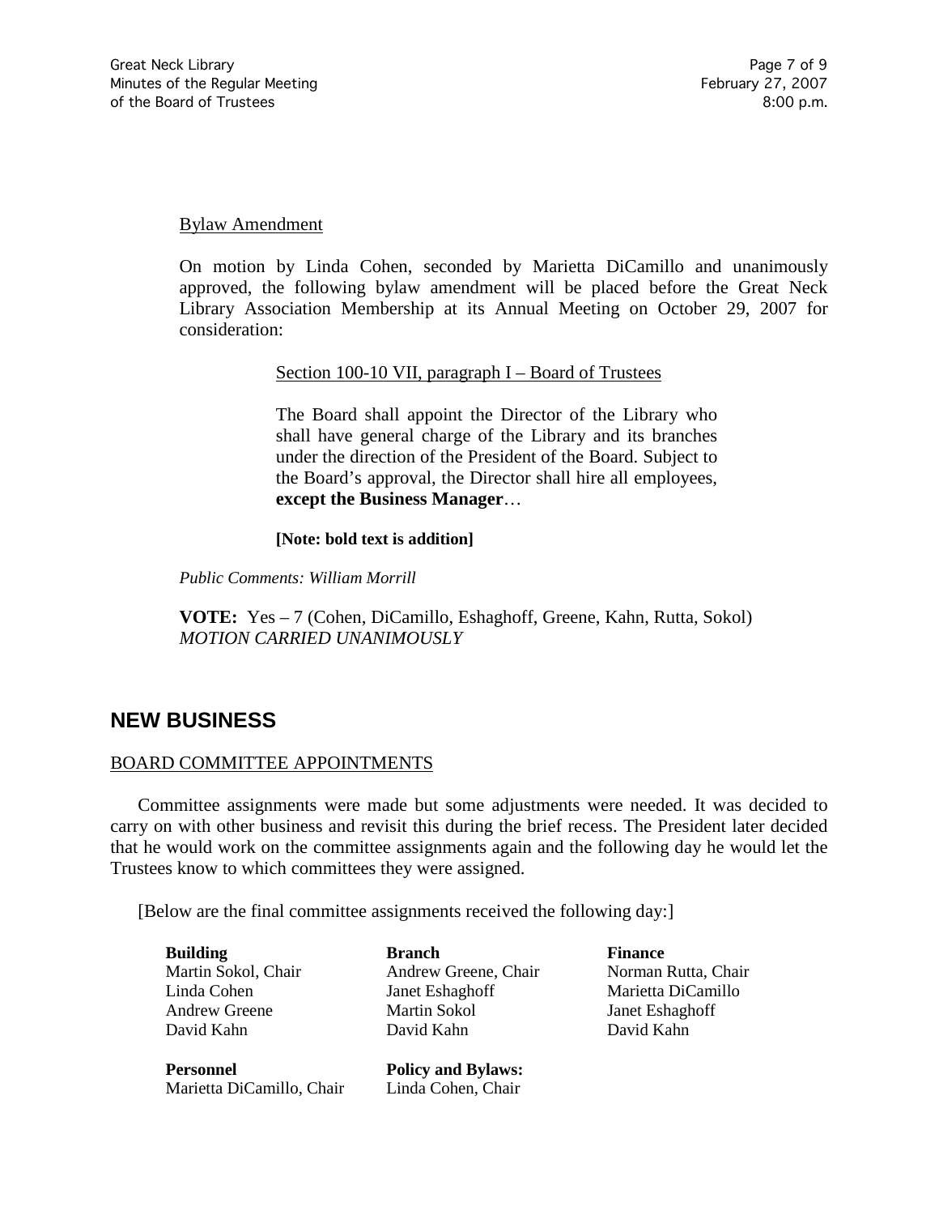Bylaw Amendment

On motion by Linda Cohen, seconded by Marietta DiCamillo and unanimously approved, the following bylaw amendment will be placed before the Great Neck Library Association Membership at its Annual Meeting on October 29, 2007 for consideration:

Section 100-10 VII, paragraph I – Board of Trustees

> The Board shall appoint the Director of the Library who shall have general charge of the Library and its branches under the direction of the President of the Board. Subject to the Board's approval, the Director shall hire all employees, **except the Business Manager**…
>
> **[Note: bold text is addition]**

*Public Comments: William Morrill*

**VOTE:** Yes – 7 (Cohen, DiCamillo, Eshaghoff, Greene, Kahn, Rutta, Sokol)
*MOTION CARRIED UNANIMOUSLY*

## NEW BUSINESS

BOARD COMMITTEE APPOINTMENTS

Committee assignments were made but some adjustments were needed. It was decided to carry on with other business and revisit this during the brief recess. The President later decided that he would work on the committee assignments again and the following day he would let the Trustees know to which committees they were assigned.

[Below are the final committee assignments received the following day:]

**Building**
Martin Sokol, Chair
Linda Cohen
Andrew Greene
David Kahn

**Branch**
Andrew Greene, Chair
Janet Eshaghoff
Martin Sokol
David Kahn

**Finance**
Norman Rutta, Chair
Marietta DiCamillo
Janet Eshaghoff
David Kahn

**Personnel**
Marietta DiCamillo, Chair

**Policy and Bylaws:**
Linda Cohen, Chair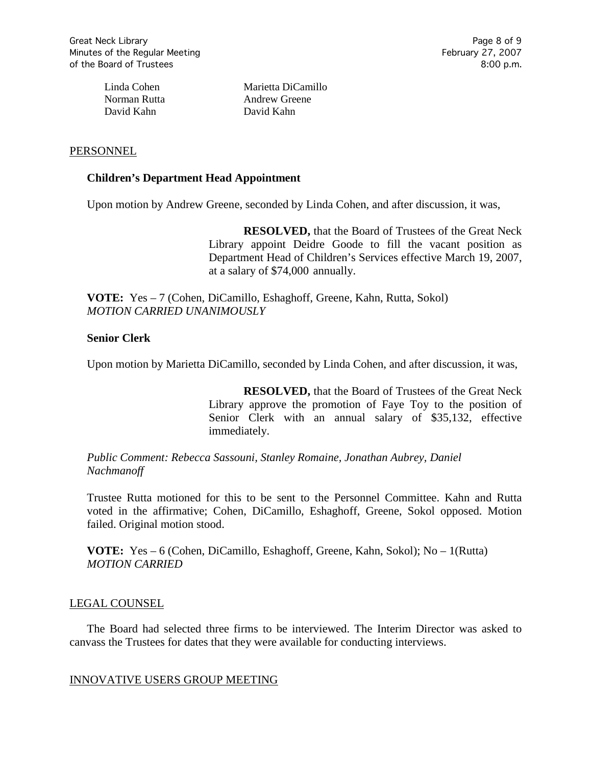| | |
|---|---|
| Linda Cohen | Marietta DiCamillo |
| Norman Rutta | Andrew Greene |
| David Kahn | David Kahn |

PERSONNEL

**Children's Department Head Appointment**

Upon motion by Andrew Greene, seconded by Linda Cohen, and after discussion, it was,

> **RESOLVED,** that the Board of Trustees of the Great Neck Library appoint Deidre Goode to fill the vacant position as Department Head of Children's Services effective March 19, 2007, at a salary of $74,000 annually.

**VOTE:** Yes – 7 (Cohen, DiCamillo, Eshaghoff, Greene, Kahn, Rutta, Sokol)
*MOTION CARRIED UNANIMOUSLY*

**Senior Clerk**

Upon motion by Marietta DiCamillo, seconded by Linda Cohen, and after discussion, it was,

> **RESOLVED,** that the Board of Trustees of the Great Neck Library approve the promotion of Faye Toy to the position of Senior Clerk with an annual salary of $35,132, effective immediately.

*Public Comment: Rebecca Sassouni, Stanley Romaine, Jonathan Aubrey, Daniel Nachmanoff*

Trustee Rutta motioned for this to be sent to the Personnel Committee. Kahn and Rutta voted in the affirmative; Cohen, DiCamillo, Eshaghoff, Greene, Sokol opposed. Motion failed. Original motion stood.

**VOTE:** Yes – 6 (Cohen, DiCamillo, Eshaghoff, Greene, Kahn, Sokol); No – 1(Rutta)
*MOTION CARRIED*

LEGAL COUNSEL

The Board had selected three firms to be interviewed. The Interim Director was asked to canvass the Trustees for dates that they were available for conducting interviews.

INNOVATIVE USERS GROUP MEETING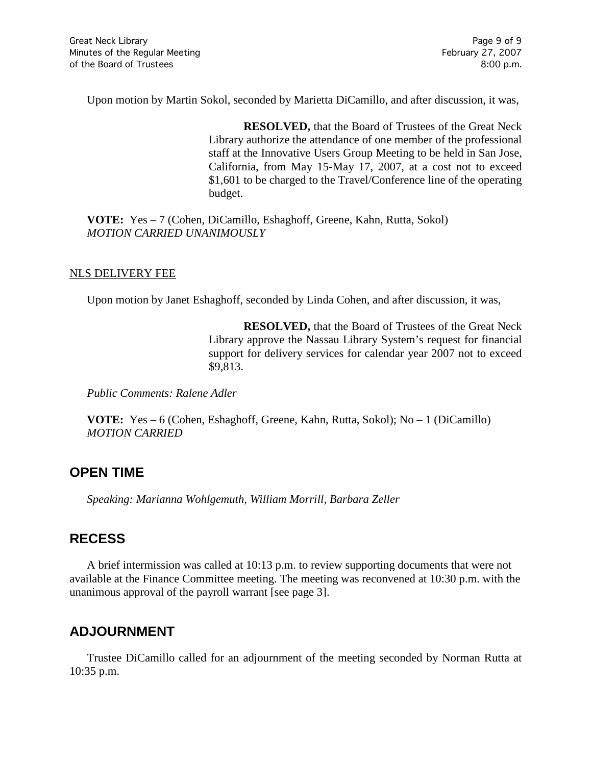Upon motion by Martin Sokol, seconded by Marietta DiCamillo, and after discussion, it was,

> **RESOLVED,** that the Board of Trustees of the Great Neck Library authorize the attendance of one member of the professional staff at the Innovative Users Group Meeting to be held in San Jose, California, from May 15-May 17, 2007, at a cost not to exceed $1,601 to be charged to the Travel/Conference line of the operating budget.

**VOTE:** Yes – 7 (Cohen, DiCamillo, Eshaghoff, Greene, Kahn, Rutta, Sokol)
*MOTION CARRIED UNANIMOUSLY*

<u>NLS DELIVERY FEE</u>

Upon motion by Janet Eshaghoff, seconded by Linda Cohen, and after discussion, it was,

> **RESOLVED,** that the Board of Trustees of the Great Neck Library approve the Nassau Library System's request for financial support for delivery services for calendar year 2007 not to exceed $9,813.

*Public Comments: Ralene Adler*

**VOTE:** Yes – 6 (Cohen, Eshaghoff, Greene, Kahn, Rutta, Sokol); No – 1 (DiCamillo)
*MOTION CARRIED*

## OPEN TIME

*Speaking: Marianna Wohlgemuth, William Morrill, Barbara Zeller*

## RECESS

A brief intermission was called at 10:13 p.m. to review supporting documents that were not available at the Finance Committee meeting. The meeting was reconvened at 10:30 p.m. with the unanimous approval of the payroll warrant [see page 3].

## ADJOURNMENT

Trustee DiCamillo called for an adjournment of the meeting seconded by Norman Rutta at 10:35 p.m.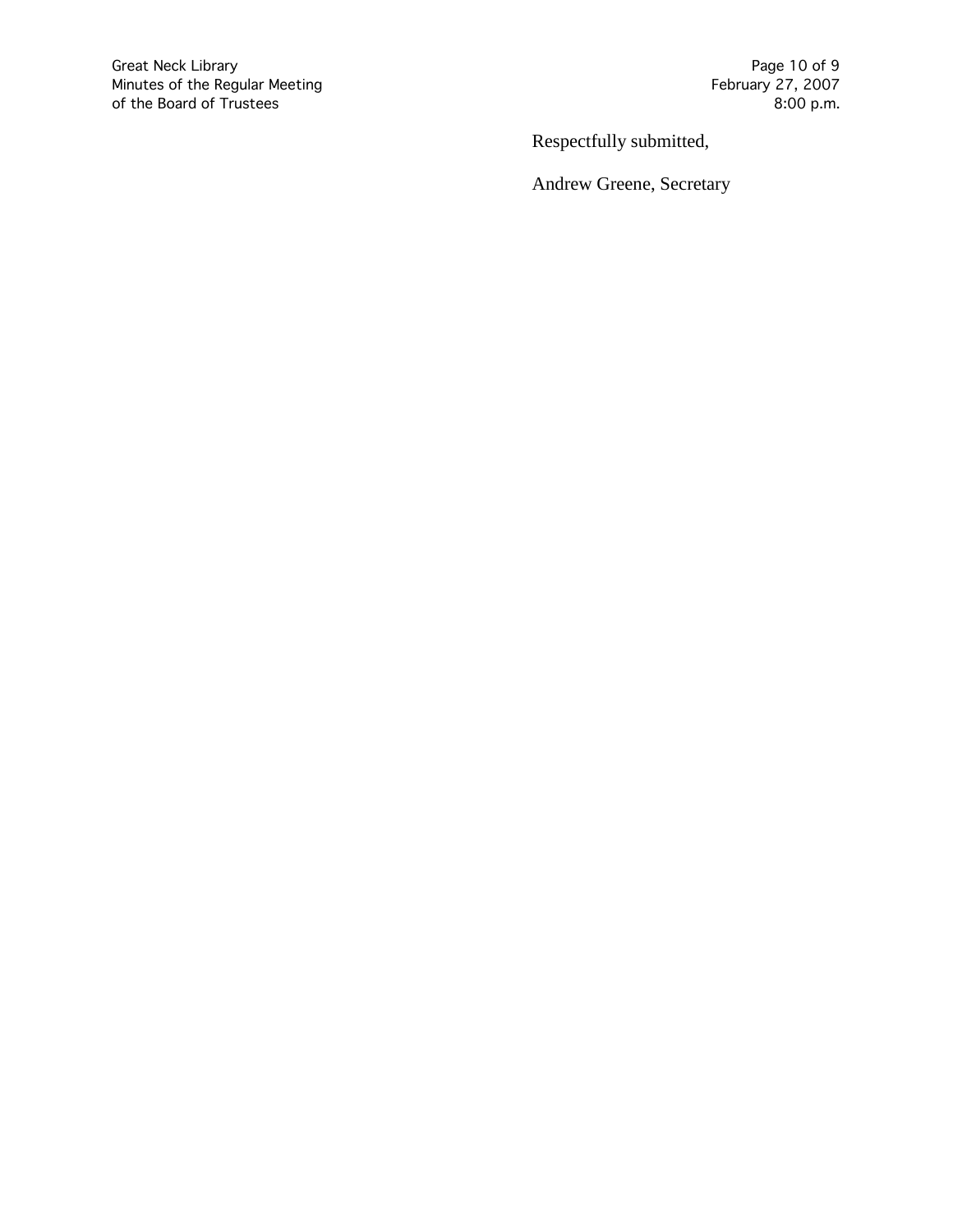Respectfully submitted,

Andrew Greene, Secretary